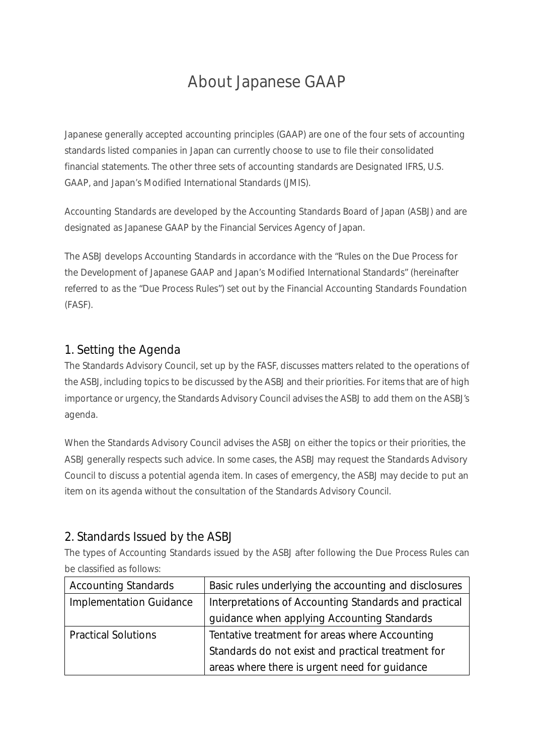# About Japanese GAAP

Japanese generally accepted accounting principles (GAAP) are one of the four sets of accounting standards listed companies in Japan can currently choose to use to file their consolidated financial statements. The other three sets of accounting standards are Designated IFRS, U.S. GAAP, and Japan's Modified International Standards (JMIS).

Accounting Standards are developed by the Accounting Standards Board of Japan (ASBJ) and are designated as Japanese GAAP by the Financial Services Agency of Japan.

The ASBJ develops Accounting Standards in accordance with the "Rules on the Due Process for the Development of Japanese GAAP and Japan's Modified International Standards" (hereinafter referred to as the "Due Process Rules") set out by the Financial Accounting Standards Foundation (FASF).

## 1. Setting the Agenda

The Standards Advisory Council, set up by the FASF, discusses matters related to the operations of the ASBJ, including topics to be discussed by the ASBJ and their priorities. For items that are of high importance or urgency, the Standards Advisory Council advises the ASBJ to add them on the ASBJ's agenda.

When the Standards Advisory Council advises the ASBJ on either the topics or their priorities, the ASBJ generally respects such advice. In some cases, the ASBJ may request the Standards Advisory Council to discuss a potential agenda item. In cases of emergency, the ASBJ may decide to put an item on its agenda without the consultation of the Standards Advisory Council.

## 2. Standards Issued by the ASBJ

The types of Accounting Standards issued by the ASBJ after following the Due Process Rules can be classified as follows:

| Accounting Standards | Basic rules underlying the accounting and disclosures |
|---|---|
| Implementation Guidance | Interpretations of Accounting Standards and practical guidance when applying Accounting Standards |
| Practical Solutions | Tentative treatment for areas where Accounting Standards do not exist and practical treatment for areas where there is urgent need for guidance |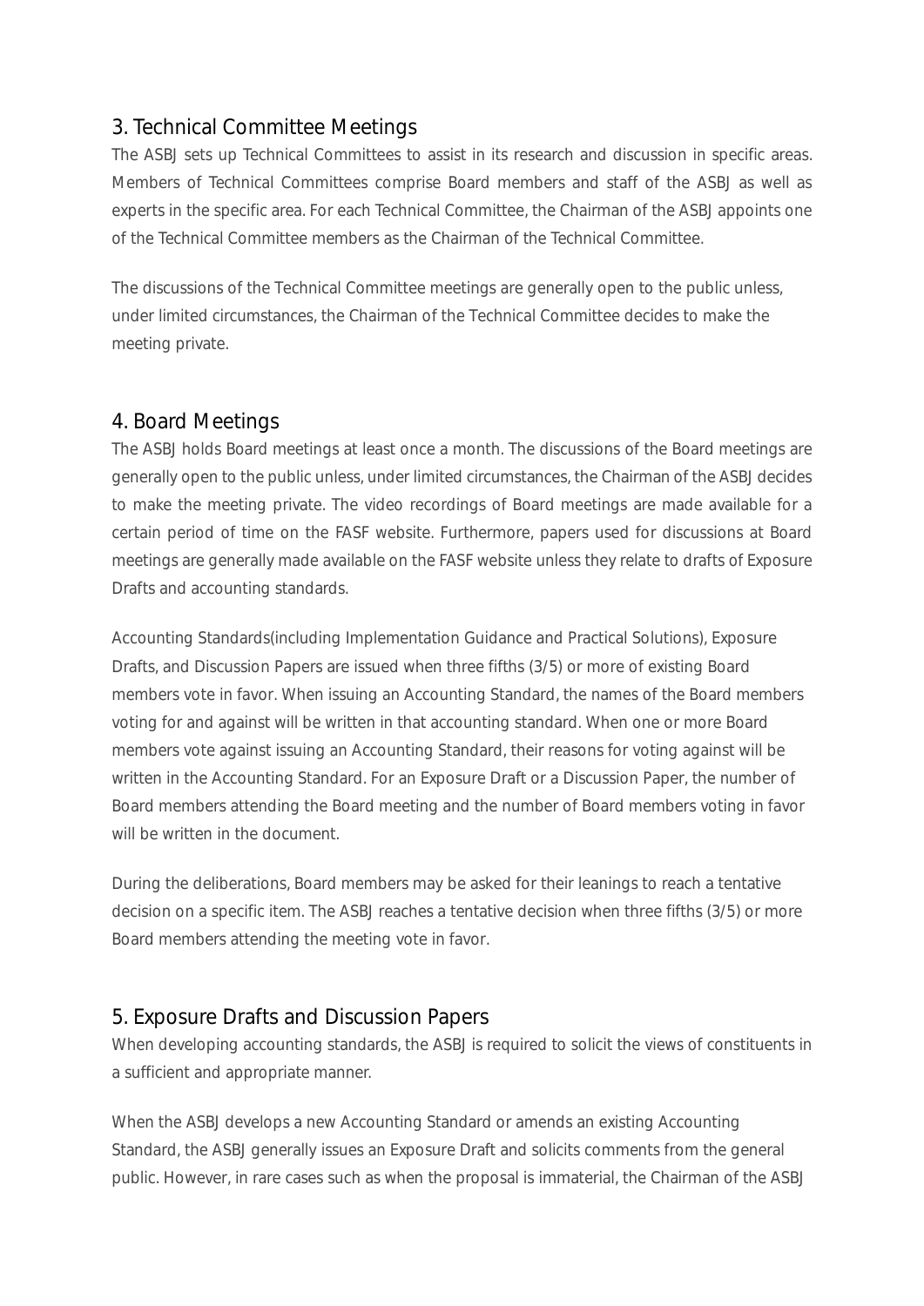## 3. Technical Committee Meetings

The ASBJ sets up Technical Committees to assist in its research and discussion in specific areas. Members of Technical Committees comprise Board members and staff of the ASBJ as well as experts in the specific area. For each Technical Committee, the Chairman of the ASBJ appoints one of the Technical Committee members as the Chairman of the Technical Committee.

The discussions of the Technical Committee meetings are generally open to the public unless, under limited circumstances, the Chairman of the Technical Committee decides to make the meeting private.

## 4. Board Meetings

The ASBJ holds Board meetings at least once a month. The discussions of the Board meetings are generally open to the public unless, under limited circumstances, the Chairman of the ASBJ decides to make the meeting private. The video recordings of Board meetings are made available for a certain period of time on the FASF website. Furthermore, papers used for discussions at Board meetings are generally made available on the FASF website unless they relate to drafts of Exposure Drafts and accounting standards.

Accounting Standards(including Implementation Guidance and Practical Solutions), Exposure Drafts, and Discussion Papers are issued when three fifths (3/5) or more of existing Board members vote in favor. When issuing an Accounting Standard, the names of the Board members voting for and against will be written in that accounting standard. When one or more Board members vote against issuing an Accounting Standard, their reasons for voting against will be written in the Accounting Standard. For an Exposure Draft or a Discussion Paper, the number of Board members attending the Board meeting and the number of Board members voting in favor will be written in the document.

During the deliberations, Board members may be asked for their leanings to reach a tentative decision on a specific item. The ASBJ reaches a tentative decision when three fifths (3/5) or more Board members attending the meeting vote in favor.

## 5. Exposure Drafts and Discussion Papers

When developing accounting standards, the ASBJ is required to solicit the views of constituents in a sufficient and appropriate manner.

When the ASBJ develops a new Accounting Standard or amends an existing Accounting Standard, the ASBJ generally issues an Exposure Draft and solicits comments from the general public. However, in rare cases such as when the proposal is immaterial, the Chairman of the ASBJ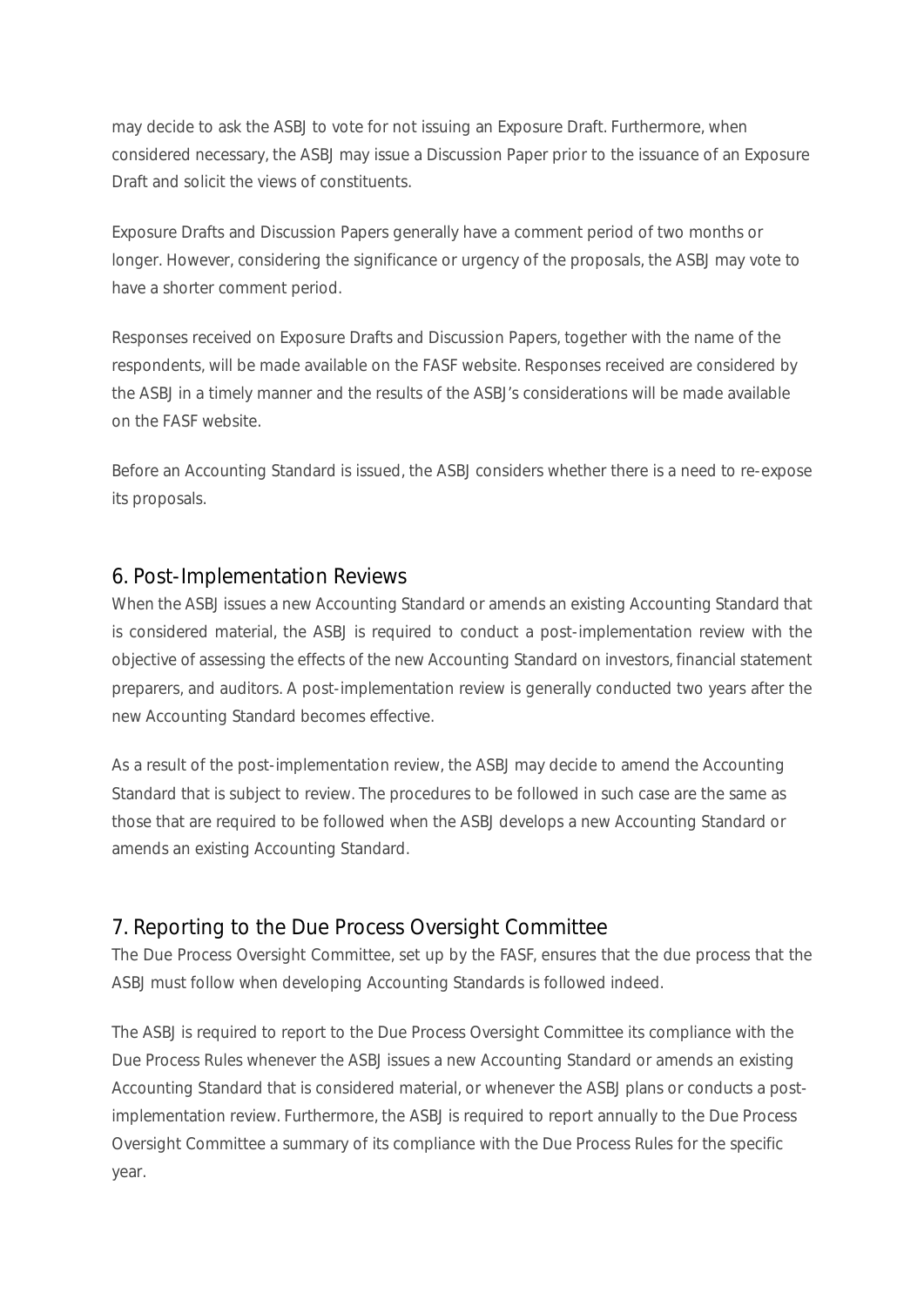may decide to ask the ASBJ to vote for not issuing an Exposure Draft. Furthermore, when considered necessary, the ASBJ may issue a Discussion Paper prior to the issuance of an Exposure Draft and solicit the views of constituents.

Exposure Drafts and Discussion Papers generally have a comment period of two months or longer. However, considering the significance or urgency of the proposals, the ASBJ may vote to have a shorter comment period.

Responses received on Exposure Drafts and Discussion Papers, together with the name of the respondents, will be made available on the FASF website. Responses received are considered by the ASBJ in a timely manner and the results of the ASBJ's considerations will be made available on the FASF website.

Before an Accounting Standard is issued, the ASBJ considers whether there is a need to re-expose its proposals.

## 6. Post-Implementation Reviews

When the ASBJ issues a new Accounting Standard or amends an existing Accounting Standard that is considered material, the ASBJ is required to conduct a post-implementation review with the objective of assessing the effects of the new Accounting Standard on investors, financial statement preparers, and auditors. A post-implementation review is generally conducted two years after the new Accounting Standard becomes effective.

As a result of the post-implementation review, the ASBJ may decide to amend the Accounting Standard that is subject to review. The procedures to be followed in such case are the same as those that are required to be followed when the ASBJ develops a new Accounting Standard or amends an existing Accounting Standard.

## 7. Reporting to the Due Process Oversight Committee

The Due Process Oversight Committee, set up by the FASF, ensures that the due process that the ASBJ must follow when developing Accounting Standards is followed indeed.

The ASBJ is required to report to the Due Process Oversight Committee its compliance with the Due Process Rules whenever the ASBJ issues a new Accounting Standard or amends an existing Accounting Standard that is considered material, or whenever the ASBJ plans or conducts a post-implementation review. Furthermore, the ASBJ is required to report annually to the Due Process Oversight Committee a summary of its compliance with the Due Process Rules for the specific year.